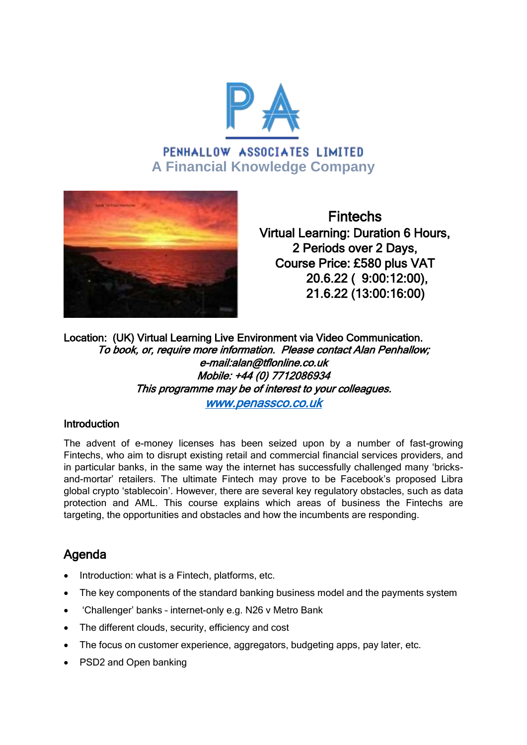PENHALLOW ASSOCIATES LIMITED

**A Financial Knowledge Company**

**Fintechs**
**Virtual Learning: Duration 6 Hours,**
**2 Periods over 2 Days,**
**Course Price: £580 plus VAT**
**20.6.22 ( 9:00:12:00),**
**21.6.22 (13:00:16:00)**

**Location: (UK) Virtual Learning Live Environment via Video Communication.**

*To book, or, require more information. Please contact Alan Penhallow;*
*e-mail:alan@tflonline.co.uk*
*Mobile: +44 (0) 7712086934*
*This programme may be of interest to your colleagues.*
*www.penassco.co.uk*

### Introduction

The advent of e-money licenses has been seized upon by a number of fast-growing Fintechs, who aim to disrupt existing retail and commercial financial services providers, and in particular banks, in the same way the internet has successfully challenged many 'bricks-and-mortar' retailers. The ultimate Fintech may prove to be Facebook's proposed Libra global crypto 'stablecoin'. However, there are several key regulatory obstacles, such as data protection and AML. This course explains which areas of business the Fintechs are targeting, the opportunities and obstacles and how the incumbents are responding.

## Agenda

- Introduction: what is a Fintech, platforms, etc.
- The key components of the standard banking business model and the payments system
- 'Challenger' banks – internet-only e.g. N26 v Metro Bank
- The different clouds, security, efficiency and cost
- The focus on customer experience, aggregators, budgeting apps, pay later, etc.
- PSD2 and Open banking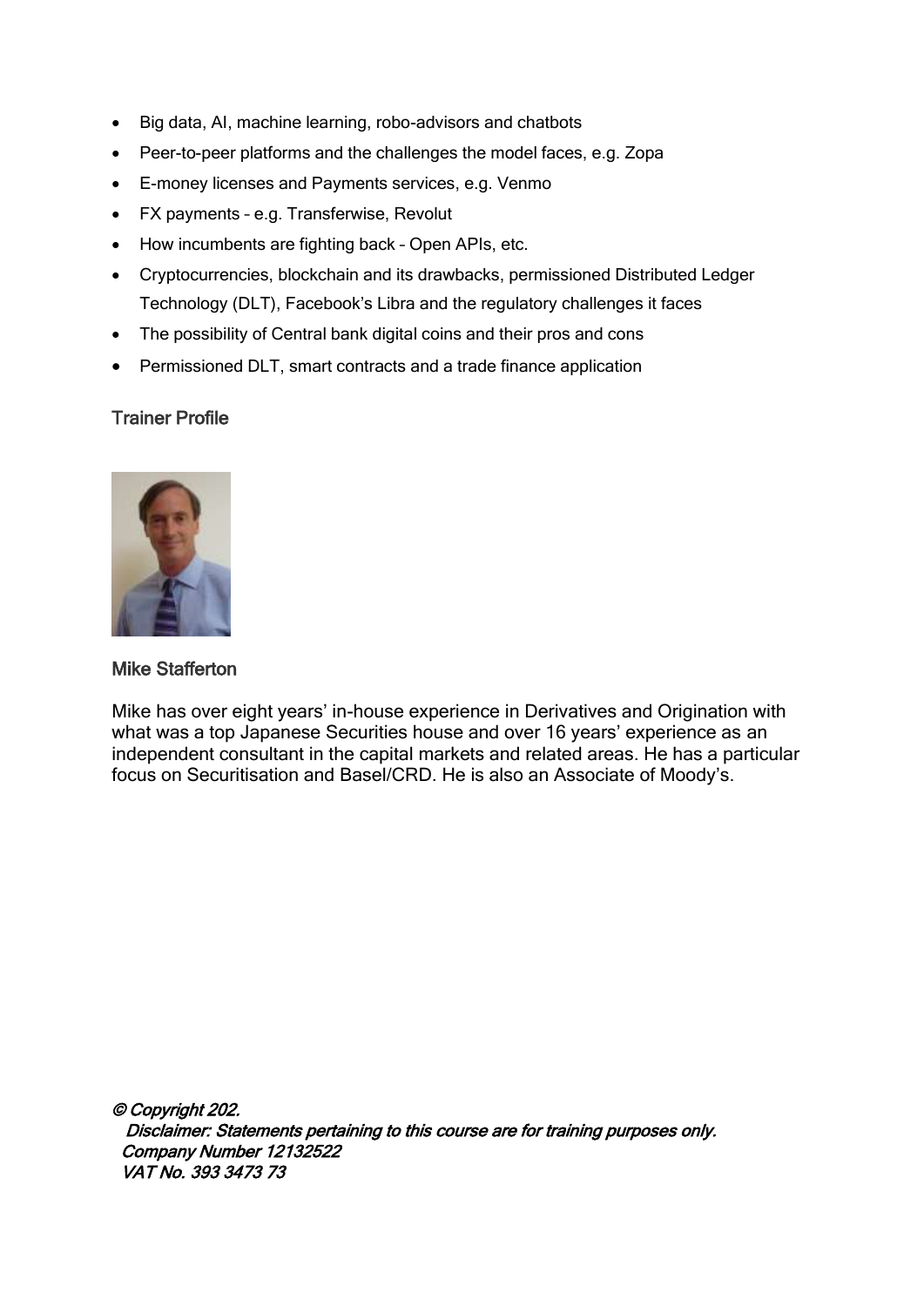- Big data, AI, machine learning, robo-advisors and chatbots
- Peer-to-peer platforms and the challenges the model faces, e.g. Zopa
- E-money licenses and Payments services, e.g. Venmo
- FX payments – e.g. Transferwise, Revolut
- How incumbents are fighting back – Open APIs, etc.
- Cryptocurrencies, blockchain and its drawbacks, permissioned Distributed Ledger Technology (DLT), Facebook's Libra and the regulatory challenges it faces
- The possibility of Central bank digital coins and their pros and cons
- Permissioned DLT, smart contracts and a trade finance application

## Trainer Profile

### Mike Stafferton

Mike has over eight years' in-house experience in Derivatives and Origination with what was a top Japanese Securities house and over 16 years' experience as an independent consultant in the capital markets and related areas. He has a particular focus on Securitisation and Basel/CRD. He is also an Associate of Moody's.

*© Copyright 202.*
*Disclaimer: Statements pertaining to this course are for training purposes only.*
*Company Number 12132522*
*VAT No. 393 3473 73*